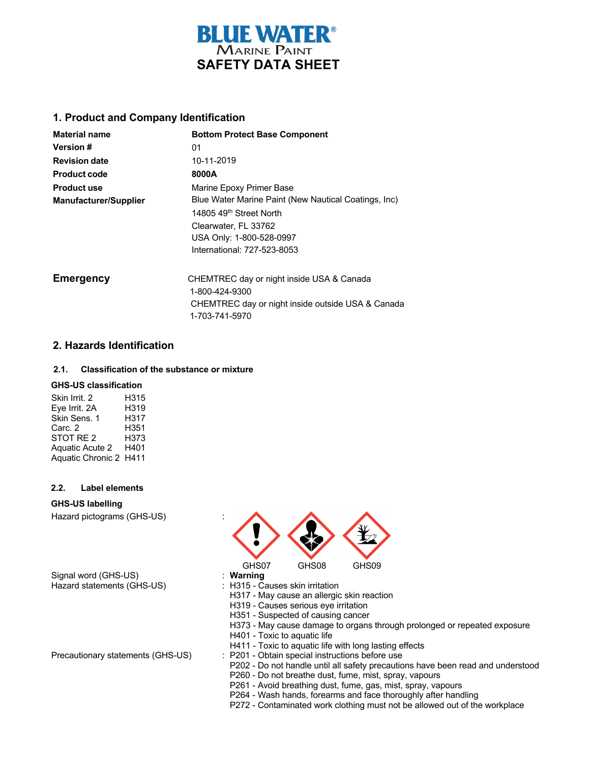# BLUE WATER® Marine Paint

# SAFETY DATA SHEET

## 1. Product and Company Identification

| | |
|---|---|
| **Material name** | **Bottom Protect Base Component** |
| **Version #** | 01 |
| **Revision date** | 10-11-2019 |
| **Product code** | **8000A** |
| **Product use** | Marine Epoxy Primer Base |
| **Manufacturer/Supplier** | Blue Water Marine Paint (New Nautical Coatings, Inc)<br>14805 49th Street North<br>Clearwater, FL 33762<br>USA Only: 1-800-528-0997<br>International: 727-523-8053 |

**Emergency**

CHEMTREC day or night inside USA & Canada
1-800-424-9300
CHEMTREC day or night inside outside USA & Canada
1-703-741-5970

## 2. Hazards Identification

### 2.1. Classification of the substance or mixture

**GHS-US classification**

| | |
|---|---|
| Skin Irrit. 2 | H315 |
| Eye Irrit. 2A | H319 |
| Skin Sens. 1 | H317 |
| Carc. 2 | H351 |
| STOT RE 2 | H373 |
| Aquatic Acute 2 | H401 |
| Aquatic Chronic 2 | H411 |

### 2.2. Label elements

**GHS-US labelling**

Hazard pictograms (GHS-US) :

GHS07 GHS08 GHS09

Signal word (GHS-US) : **Warning**

Hazard statements (GHS-US) :
- H315 - Causes skin irritation
- H317 - May cause an allergic skin reaction
- H319 - Causes serious eye irritation
- H351 - Suspected of causing cancer
- H373 - May cause damage to organs through prolonged or repeated exposure
- H401 - Toxic to aquatic life
- H411 - Toxic to aquatic life with long lasting effects

Precautionary statements (GHS-US) :
- P201 - Obtain special instructions before use
- P202 - Do not handle until all safety precautions have been read and understood
- P260 - Do not breathe dust, fume, mist, spray, vapours
- P261 - Avoid breathing dust, fume, gas, mist, spray, vapours
- P264 - Wash hands, forearms and face thoroughly after handling
- P272 - Contaminated work clothing must not be allowed out of the workplace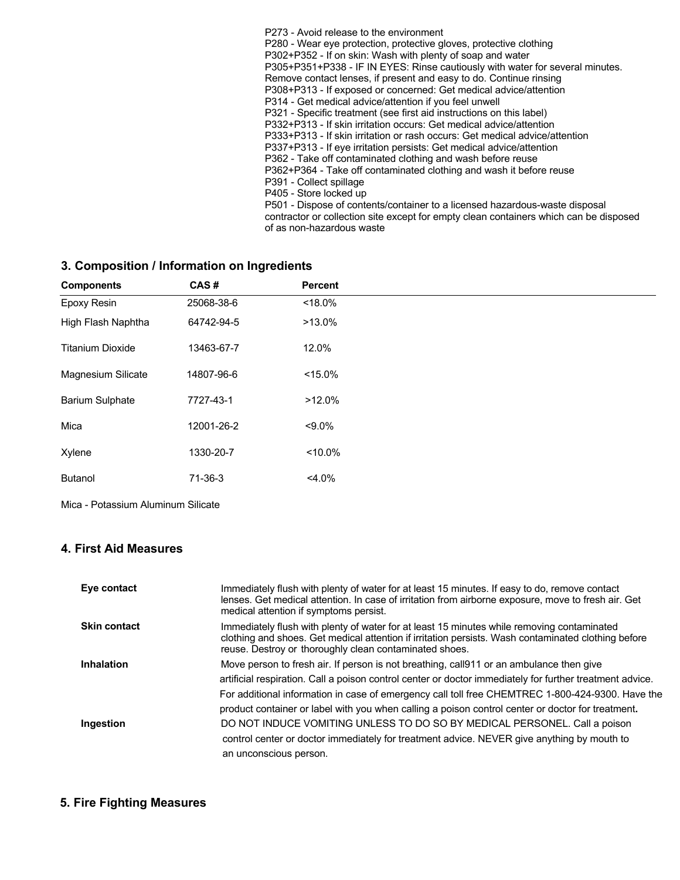P273 - Avoid release to the environment
P280 - Wear eye protection, protective gloves, protective clothing
P302+P352 - If on skin: Wash with plenty of soap and water
P305+P351+P338 - IF IN EYES: Rinse cautiously with water for several minutes. Remove contact lenses, if present and easy to do. Continue rinsing
P308+P313 - If exposed or concerned: Get medical advice/attention
P314 - Get medical advice/attention if you feel unwell
P321 - Specific treatment (see first aid instructions on this label)
P332+P313 - If skin irritation occurs: Get medical advice/attention
P333+P313 - If skin irritation or rash occurs: Get medical advice/attention
P337+P313 - If eye irritation persists: Get medical advice/attention
P362 - Take off contaminated clothing and wash before reuse
P362+P364 - Take off contaminated clothing and wash it before reuse
P391 - Collect spillage
P405 - Store locked up
P501 - Dispose of contents/container to a licensed hazardous-waste disposal contractor or collection site except for empty clean containers which can be disposed of as non-hazardous waste

## 3. Composition / Information on Ingredients

| Components | CAS # | Percent |
|---|---|---|
| Epoxy Resin | 25068-38-6 | <18.0% |
| High Flash Naphtha | 64742-94-5 | >13.0% |
| Titanium Dioxide | 13463-67-7 | 12.0% |
| Magnesium Silicate | 14807-96-6 | <15.0% |
| Barium Sulphate | 7727-43-1 | >12.0% |
| Mica | 12001-26-2 | <9.0% |
| Xylene | 1330-20-7 | <10.0% |
| Butanol | 71-36-3 | <4.0% |

Mica - Potassium Aluminum Silicate

## 4. First Aid Measures

| | |
|---|---|
| **Eye contact** | Immediately flush with plenty of water for at least 15 minutes. If easy to do, remove contact lenses. Get medical attention. In case of irritation from airborne exposure, move to fresh air. Get medical attention if symptoms persist. |
| **Skin contact** | Immediately flush with plenty of water for at least 15 minutes while removing contaminated clothing and shoes. Get medical attention if irritation persists. Wash contaminated clothing before reuse. Destroy or thoroughly clean contaminated shoes. |
| **Inhalation** | Move person to fresh air. If person is not breathing, call911 or an ambulance then give artificial respiration. Call a poison control center or doctor immediately for further treatment advice. For additional information in case of emergency call toll free CHEMTREC 1-800-424-9300. Have the product container or label with you when calling a poison control center or doctor for treatment. |
| **Ingestion** | DO NOT INDUCE VOMITING UNLESS TO DO SO BY MEDICAL PERSONEL. Call a poison control center or doctor immediately for treatment advice. NEVER give anything by mouth to an unconscious person. |

## 5. Fire Fighting Measures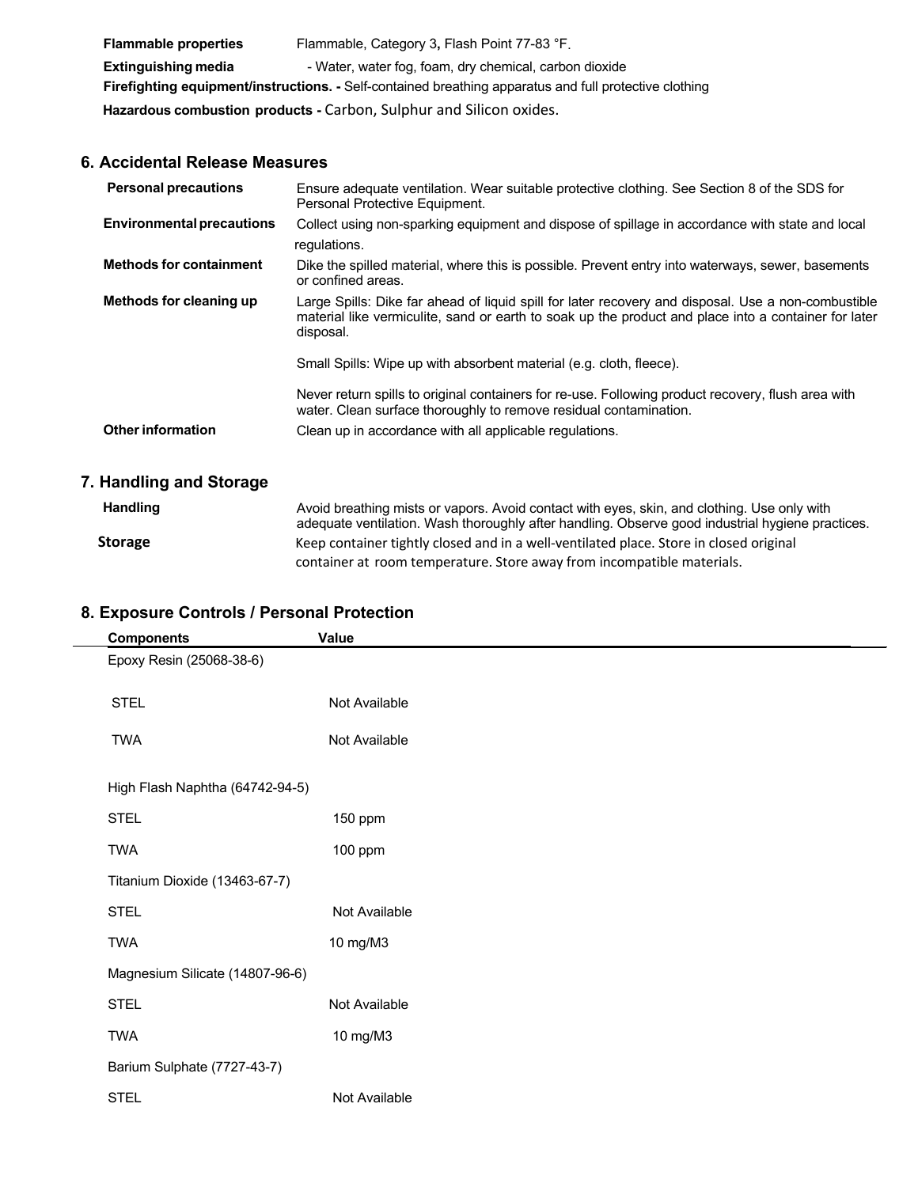| | |
|---|---|
| **Flammable properties** | Flammable, Category 3, Flash Point 77-83 °F. |
| **Extinguishing media** | - Water, water fog, foam, dry chemical, carbon dioxide |

**Firefighting equipment/instructions. -** Self-contained breathing apparatus and full protective clothing

**Hazardous combustion products -** Carbon, Sulphur and Silicon oxides.

## 6. Accidental Release Measures

| | |
|---|---|
| **Personal precautions** | Ensure adequate ventilation. Wear suitable protective clothing. See Section 8 of the SDS for Personal Protective Equipment. |
| **Environmental precautions** | Collect using non-sparking equipment and dispose of spillage in accordance with state and local regulations. |
| **Methods for containment** | Dike the spilled material, where this is possible. Prevent entry into waterways, sewer, basements or confined areas. |
| **Methods for cleaning up** | Large Spills: Dike far ahead of liquid spill for later recovery and disposal. Use a non-combustible material like vermiculite, sand or earth to soak up the product and place into a container for later disposal.<br><br>Small Spills: Wipe up with absorbent material (e.g. cloth, fleece).<br><br>Never return spills to original containers for re-use. Following product recovery, flush area with water. Clean surface thoroughly to remove residual contamination. |
| **Other information** | Clean up in accordance with all applicable regulations. |

## 7. Handling and Storage

| | |
|---|---|
| **Handling** | Avoid breathing mists or vapors. Avoid contact with eyes, skin, and clothing. Use only with adequate ventilation. Wash thoroughly after handling. Observe good industrial hygiene practices. |
| **Storage** | Keep container tightly closed and in a well-ventilated place. Store in closed original container at room temperature. Store away from incompatible materials. |

## 8. Exposure Controls / Personal Protection

| Components | Value |
|---|---|
| Epoxy Resin (25068-38-6) | |
| STEL | Not Available |
| TWA | Not Available |
| High Flash Naphtha (64742-94-5) | |
| STEL | 150 ppm |
| TWA | 100 ppm |
| Titanium Dioxide (13463-67-7) | |
| STEL | Not Available |
| TWA | 10 mg/M3 |
| Magnesium Silicate (14807-96-6) | |
| STEL | Not Available |
| TWA | 10 mg/M3 |
| Barium Sulphate (7727-43-7) | |
| STEL | Not Available |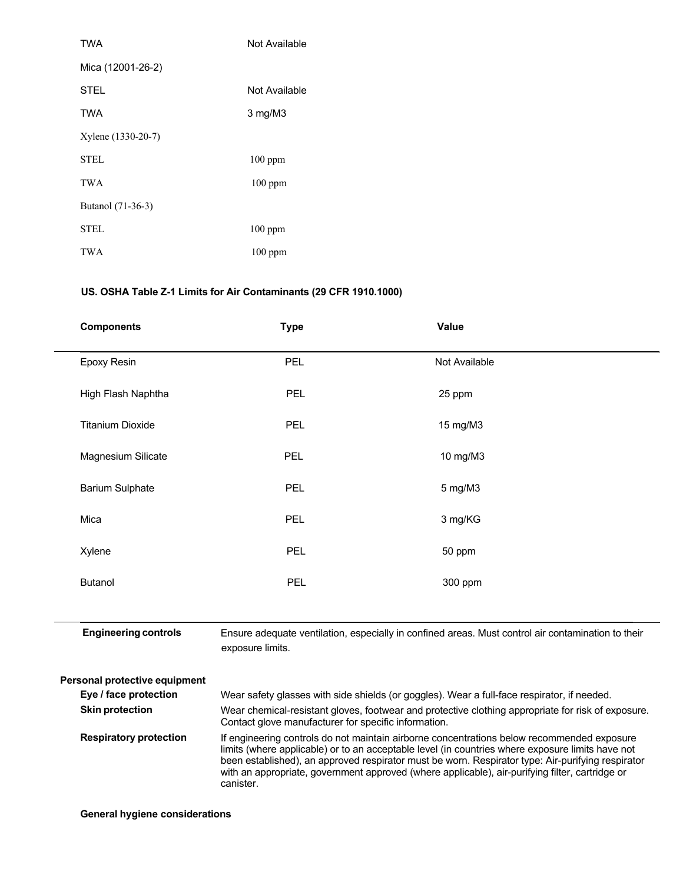| | |
|---|---|
| TWA | Not Available |
| Mica (12001-26-2) | |
| STEL | Not Available |
| TWA | 3 mg/M3 |
| Xylene (1330-20-7) | |
| STEL | 100 ppm |
| TWA | 100 ppm |
| Butanol (71-36-3) | |
| STEL | 100 ppm |
| TWA | 100 ppm |

**US. OSHA Table Z-1 Limits for Air Contaminants (29 CFR 1910.1000)**

| Components | Type | Value |
|---|---|---|
| Epoxy Resin | PEL | Not Available |
| High Flash Naphtha | PEL | 25 ppm |
| Titanium Dioxide | PEL | 15 mg/M3 |
| Magnesium Silicate | PEL | 10 mg/M3 |
| Barium Sulphate | PEL | 5 mg/M3 |
| Mica | PEL | 3 mg/KG |
| Xylene | PEL | 50 ppm |
| Butanol | PEL | 300 ppm |

**Engineering controls** Ensure adequate ventilation, especially in confined areas. Must control air contamination to their exposure limits.

**Personal protective equipment**

**Eye / face protection** Wear safety glasses with side shields (or goggles). Wear a full-face respirator, if needed.

**Skin protection** Wear chemical-resistant gloves, footwear and protective clothing appropriate for risk of exposure. Contact glove manufacturer for specific information.

**Respiratory protection** If engineering controls do not maintain airborne concentrations below recommended exposure limits (where applicable) or to an acceptable level (in countries where exposure limits have not been established), an approved respirator must be worn. Respirator type: Air-purifying respirator with an appropriate, government approved (where applicable), air-purifying filter, cartridge or canister.

**General hygiene considerations**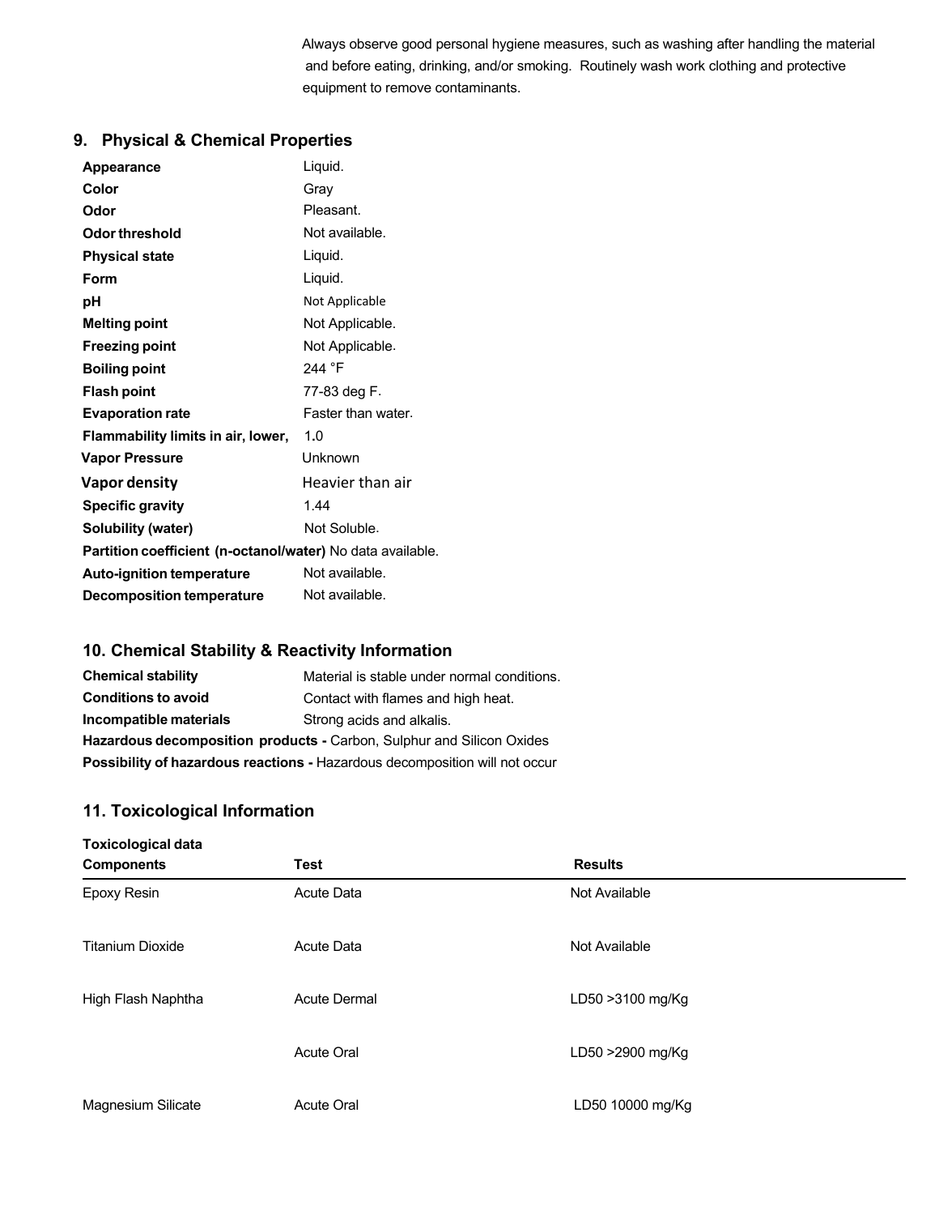Always observe good personal hygiene measures, such as washing after handling the material and before eating, drinking, and/or smoking. Routinely wash work clothing and protective equipment to remove contaminants.

## 9. Physical & Chemical Properties

| | |
|---|---|
| **Appearance** | Liquid. |
| **Color** | Gray |
| **Odor** | Pleasant. |
| **Odor threshold** | Not available. |
| **Physical state** | Liquid. |
| **Form** | Liquid. |
| **pH** | Not Applicable |
| **Melting point** | Not Applicable. |
| **Freezing point** | Not Applicable. |
| **Boiling point** | 244 ˚F |
| **Flash point** | 77-83 deg F. |
| **Evaporation rate** | Faster than water. |
| **Flammability limits in air, lower,** | 1.0 |
| **Vapor Pressure** | Unknown |
| **Vapor density** | Heavier than air |
| **Specific gravity** | 1.44 |
| **Solubility (water)** | Not Soluble. |
| **Partition coefficient (n-octanol/water)** | No data available. |
| **Auto-ignition temperature** | Not available. |
| **Decomposition temperature** | Not available. |

## 10. Chemical Stability & Reactivity Information

| | |
|---|---|
| **Chemical stability** | Material is stable under normal conditions. |
| **Conditions to avoid** | Contact with flames and high heat. |
| **Incompatible materials** | Strong acids and alkalis. |

**Hazardous decomposition products -** Carbon, Sulphur and Silicon Oxides

**Possibility of hazardous reactions -** Hazardous decomposition will not occur

## 11. Toxicological Information

**Toxicological data**

| Components | Test | Results |
|---|---|---|
| Epoxy Resin | Acute Data | Not Available |
| Titanium Dioxide | Acute Data | Not Available |
| High Flash Naphtha | Acute Dermal | LD50 >3100 mg/Kg |
| | Acute Oral | LD50 >2900 mg/Kg |
| Magnesium Silicate | Acute Oral | LD50 10000 mg/Kg |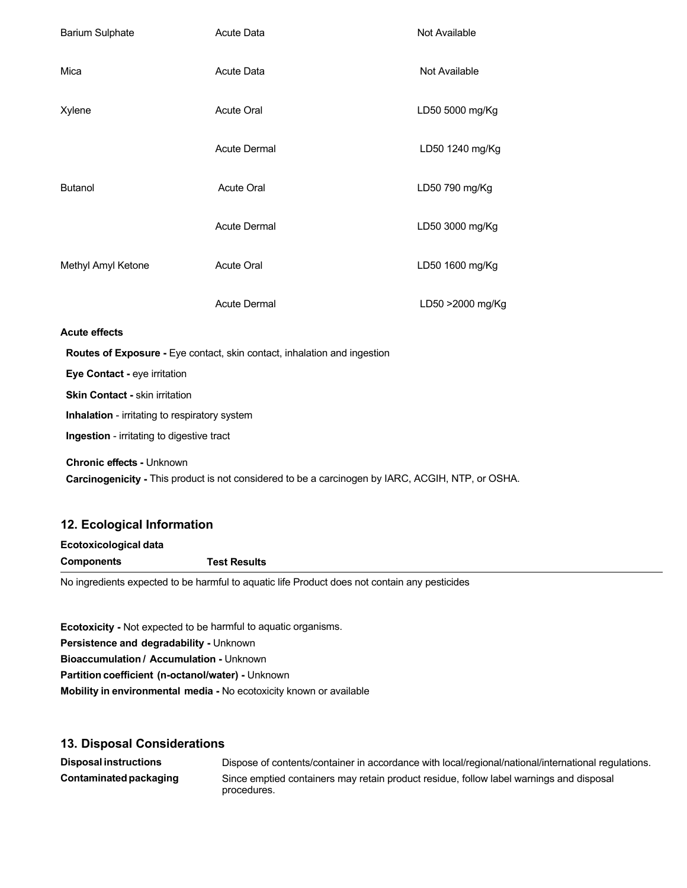| | | |
|---|---|---|
| Barium Sulphate | Acute Data | Not Available |
| Mica | Acute Data | Not Available |
| Xylene | Acute Oral | LD50 5000 mg/Kg |
| | Acute Dermal | LD50 1240 mg/Kg |
| Butanol | Acute Oral | LD50 790 mg/Kg |
| | Acute Dermal | LD50 3000 mg/Kg |
| Methyl Amyl Ketone | Acute Oral | LD50 1600 mg/Kg |
| | Acute Dermal | LD50 >2000 mg/Kg |

**Acute effects**

**Routes of Exposure -** Eye contact, skin contact, inhalation and ingestion

**Eye Contact -** eye irritation

**Skin Contact -** skin irritation

**Inhalation** - irritating to respiratory system

**Ingestion** - irritating to digestive tract

**Chronic effects -** Unknown

**Carcinogenicity -** This product is not considered to be a carcinogen by IARC, ACGIH, NTP, or OSHA.

## 12. Ecological Information

**Ecotoxicological data**

| Components | Test Results |
|---|---|

No ingredients expected to be harmful to aquatic life Product does not contain any pesticides

**Ecotoxicity -** Not expected to be harmful to aquatic organisms.

**Persistence and degradability -** Unknown

**Bioaccumulation / Accumulation -** Unknown

**Partition coefficient (n-octanol/water) -** Unknown

**Mobility in environmental media -** No ecotoxicity known or available

## 13. Disposal Considerations

| | |
|---|---|
| **Disposal instructions** | Dispose of contents/container in accordance with local/regional/national/international regulations. |
| **Contaminated packaging** | Since emptied containers may retain product residue, follow label warnings and disposal procedures. |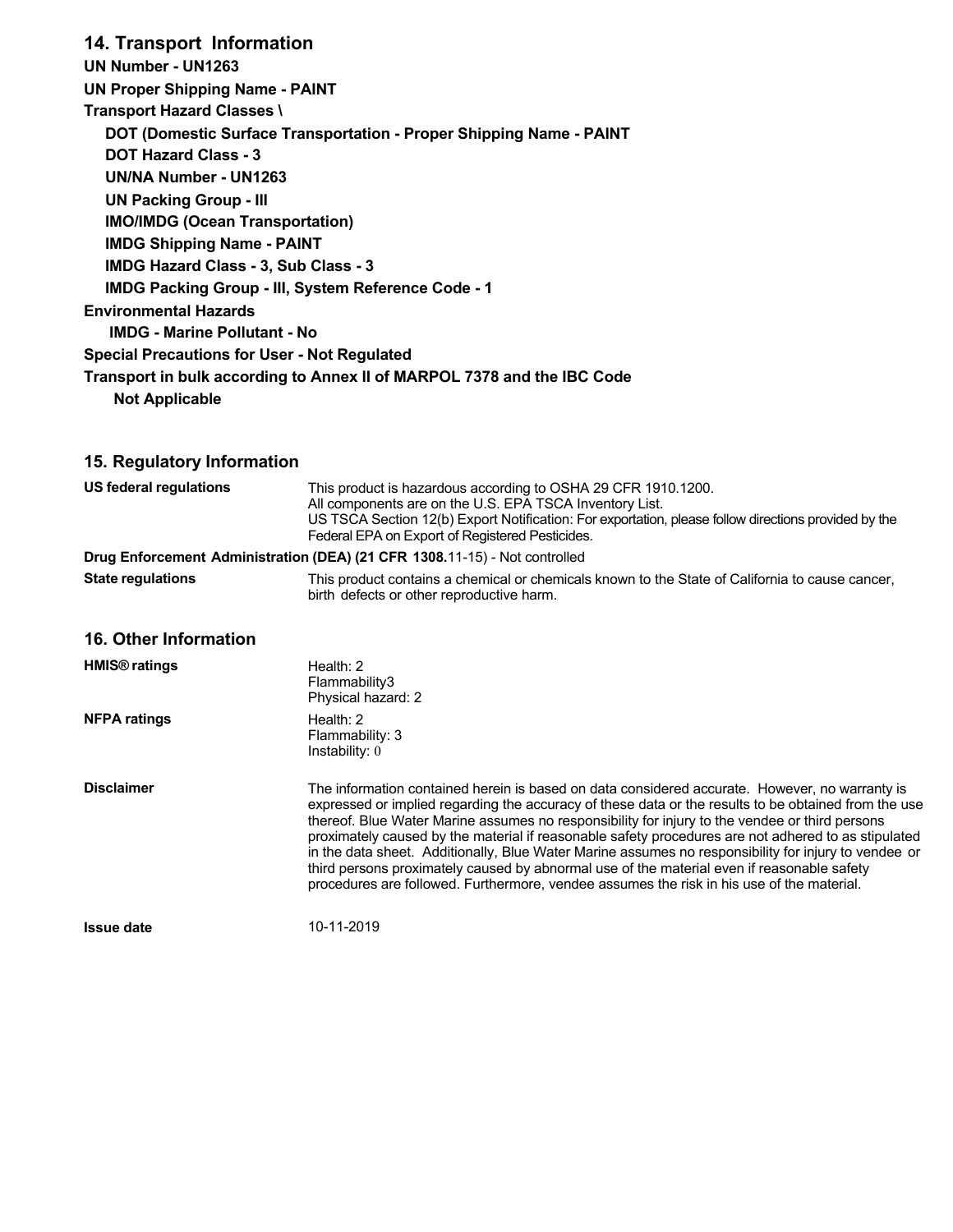## 14. Transport Information

**UN Number - UN1263**

**UN Proper Shipping Name - PAINT**

**Transport Hazard Classes \**

**DOT (Domestic Surface Transportation - Proper Shipping Name - PAINT**

**DOT Hazard Class - 3**

**UN/NA Number - UN1263**

**UN Packing Group - III**

**IMO/IMDG (Ocean Transportation)**

**IMDG Shipping Name - PAINT**

**IMDG Hazard Class - 3, Sub Class - 3**

**IMDG Packing Group - III, System Reference Code - 1**

**Environmental Hazards**

**IMDG - Marine Pollutant - No**

**Special Precautions for User - Not Regulated**

**Transport in bulk according to Annex II of MARPOL 7378 and the IBC Code**

**Not Applicable**

## 15. Regulatory Information

**US federal regulations**

This product is hazardous according to OSHA 29 CFR 1910.1200.
All components are on the U.S. EPA TSCA Inventory List.
US TSCA Section 12(b) Export Notification: For exportation, please follow directions provided by the Federal EPA on Export of Registered Pesticides.

**Drug Enforcement Administration (DEA) (21 CFR 1308.**11-15) - Not controlled

**State regulations**

This product contains a chemical or chemicals known to the State of California to cause cancer, birth defects or other reproductive harm.

## 16. Other Information

**HMIS® ratings**

Health: 2
Flammability3
Physical hazard: 2

**NFPA ratings**

Health: 2
Flammability: 3
Instability: 0

**Disclaimer**

The information contained herein is based on data considered accurate. However, no warranty is expressed or implied regarding the accuracy of these data or the results to be obtained from the use thereof. Blue Water Marine assumes no responsibility for injury to the vendee or third persons proximately caused by the material if reasonable safety procedures are not adhered to as stipulated in the data sheet. Additionally, Blue Water Marine assumes no responsibility for injury to vendee or third persons proximately caused by abnormal use of the material even if reasonable safety procedures are followed. Furthermore, vendee assumes the risk in his use of the material.

**Issue date**

10-11-2019